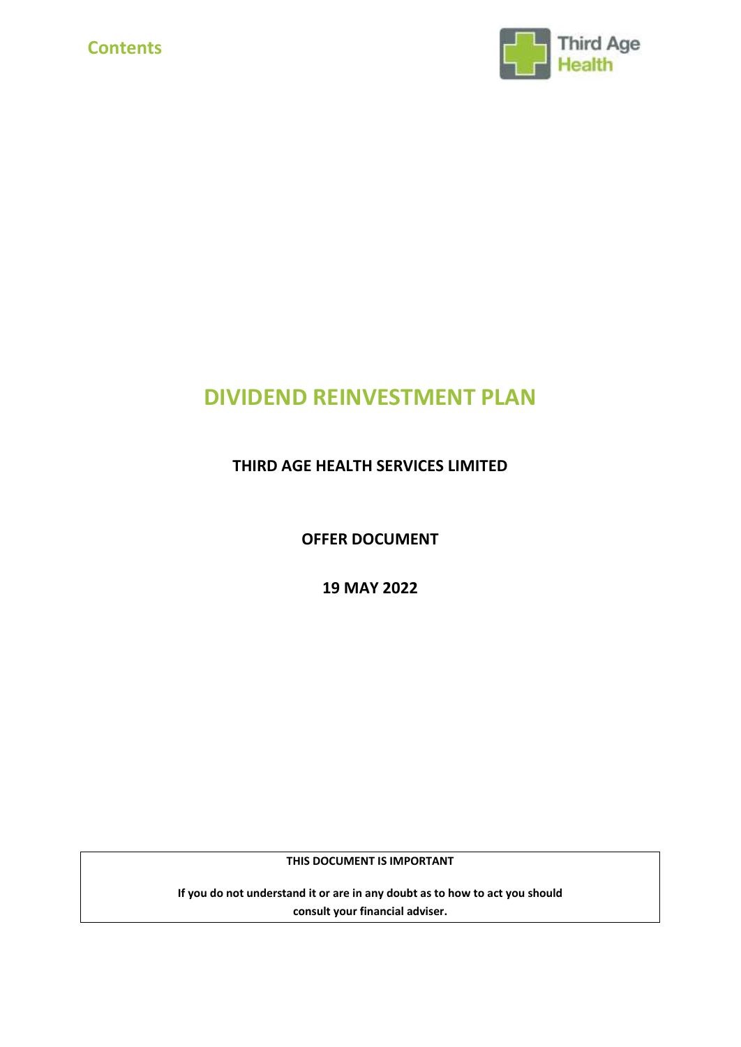Contents

# DIVIDEND REINVESTMENT PLAN

## THIRD AGE HEALTH SERVICES LIMITED

**OFFER DOCUMENT**

**19 MAY 2022**

**THIS DOCUMENT IS IMPORTANT**

**If you do not understand it or are in any doubt as to how to act you should consult your financial adviser.**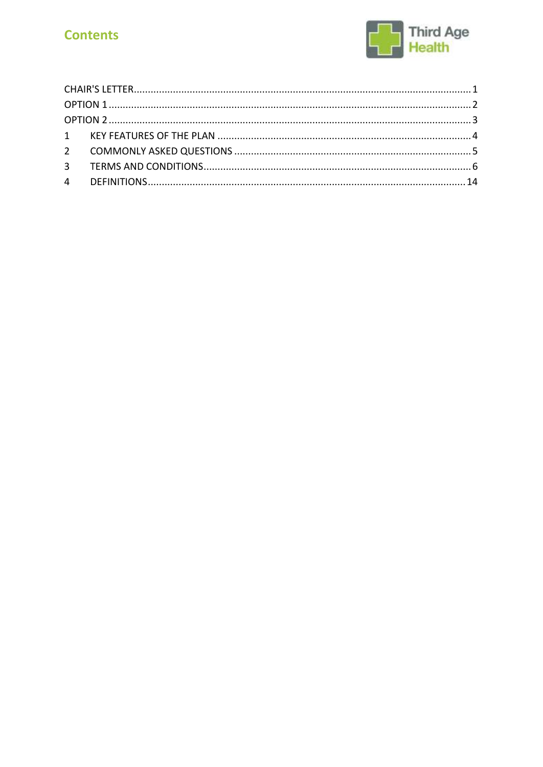# Contents

Third Age Health

CHAIR'S LETTER .......................................................... 1
OPTION 1 .......................................................... 2
OPTION 2 .......................................................... 3
1 KEY FEATURES OF THE PLAN .......................................................... 4
2 COMMONLY ASKED QUESTIONS .......................................................... 5
3 TERMS AND CONDITIONS .......................................................... 6
4 DEFINITIONS .......................................................... 14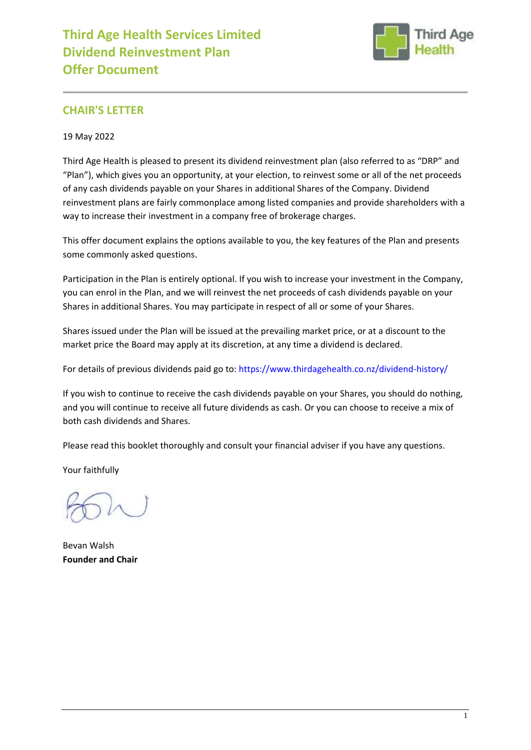# Third Age Health Services Limited Dividend Reinvestment Plan Offer Document

## CHAIR'S LETTER

19 May 2022

Third Age Health is pleased to present its dividend reinvestment plan (also referred to as "DRP" and "Plan"), which gives you an opportunity, at your election, to reinvest some or all of the net proceeds of any cash dividends payable on your Shares in additional Shares of the Company. Dividend reinvestment plans are fairly commonplace among listed companies and provide shareholders with a way to increase their investment in a company free of brokerage charges.

This offer document explains the options available to you, the key features of the Plan and presents some commonly asked questions.

Participation in the Plan is entirely optional. If you wish to increase your investment in the Company, you can enrol in the Plan, and we will reinvest the net proceeds of cash dividends payable on your Shares in additional Shares. You may participate in respect of all or some of your Shares.

Shares issued under the Plan will be issued at the prevailing market price, or at a discount to the market price the Board may apply at its discretion, at any time a dividend is declared.

For details of previous dividends paid go to: https://www.thirdagehealth.co.nz/dividend-history/

If you wish to continue to receive the cash dividends payable on your Shares, you should do nothing, and you will continue to receive all future dividends as cash. Or you can choose to receive a mix of both cash dividends and Shares.

Please read this booklet thoroughly and consult your financial adviser if you have any questions.

Your faithfully

Bevan Walsh
**Founder and Chair**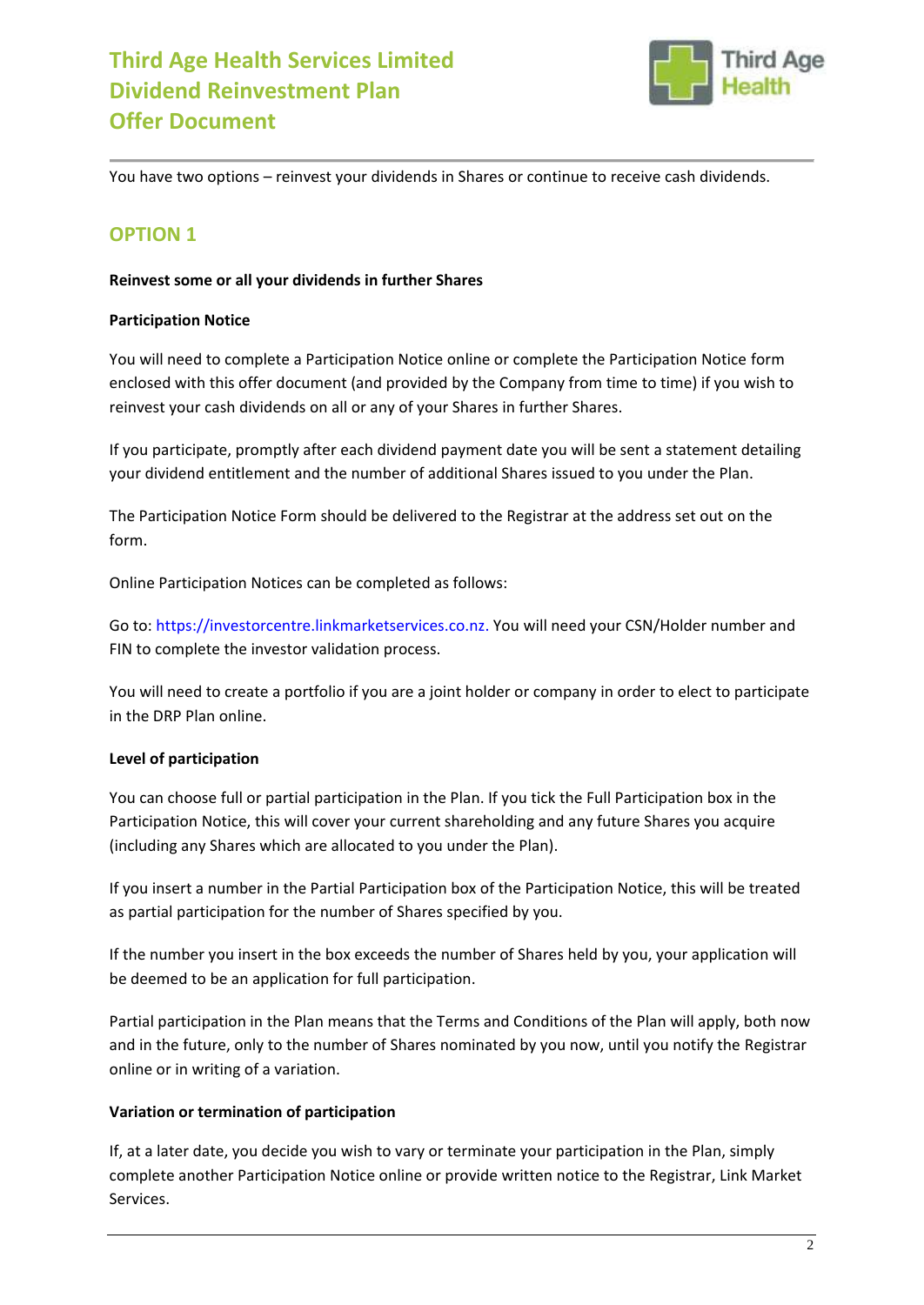You have two options – reinvest your dividends in Shares or continue to receive cash dividends.

## OPTION 1

**Reinvest some or all your dividends in further Shares**

**Participation Notice**

You will need to complete a Participation Notice online or complete the Participation Notice form enclosed with this offer document (and provided by the Company from time to time) if you wish to reinvest your cash dividends on all or any of your Shares in further Shares.

If you participate, promptly after each dividend payment date you will be sent a statement detailing your dividend entitlement and the number of additional Shares issued to you under the Plan.

The Participation Notice Form should be delivered to the Registrar at the address set out on the form.

Online Participation Notices can be completed as follows:

Go to: https://investorcentre.linkmarketservices.co.nz. You will need your CSN/Holder number and FIN to complete the investor validation process.

You will need to create a portfolio if you are a joint holder or company in order to elect to participate in the DRP Plan online.

**Level of participation**

You can choose full or partial participation in the Plan. If you tick the Full Participation box in the Participation Notice, this will cover your current shareholding and any future Shares you acquire (including any Shares which are allocated to you under the Plan).

If you insert a number in the Partial Participation box of the Participation Notice, this will be treated as partial participation for the number of Shares specified by you.

If the number you insert in the box exceeds the number of Shares held by you, your application will be deemed to be an application for full participation.

Partial participation in the Plan means that the Terms and Conditions of the Plan will apply, both now and in the future, only to the number of Shares nominated by you now, until you notify the Registrar online or in writing of a variation.

**Variation or termination of participation**

If, at a later date, you decide you wish to vary or terminate your participation in the Plan, simply complete another Participation Notice online or provide written notice to the Registrar, Link Market Services.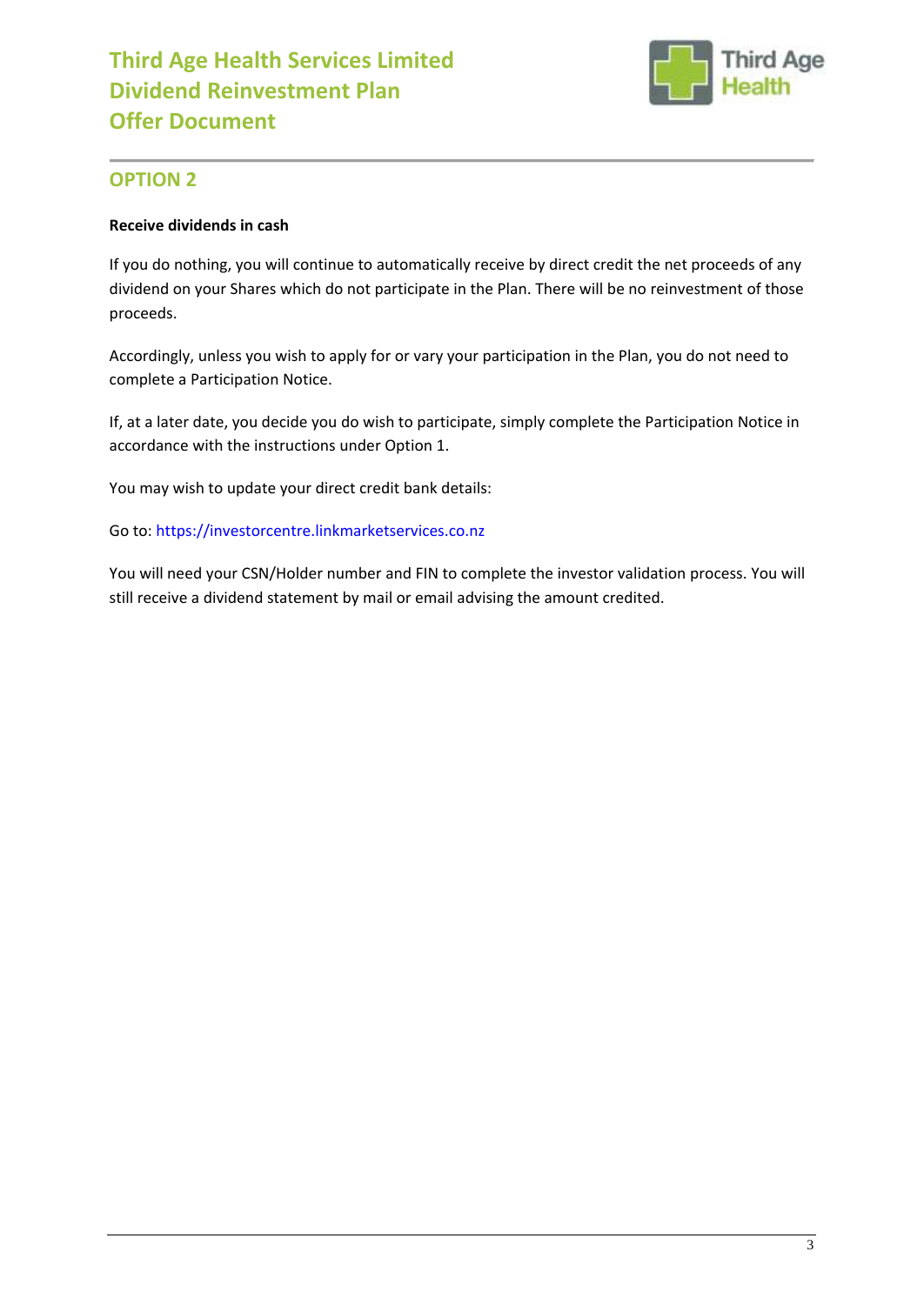## OPTION 2

**Receive dividends in cash**

If you do nothing, you will continue to automatically receive by direct credit the net proceeds of any dividend on your Shares which do not participate in the Plan. There will be no reinvestment of those proceeds.

Accordingly, unless you wish to apply for or vary your participation in the Plan, you do not need to complete a Participation Notice.

If, at a later date, you decide you do wish to participate, simply complete the Participation Notice in accordance with the instructions under Option 1.

You may wish to update your direct credit bank details:

Go to: https://investorcentre.linkmarketservices.co.nz

You will need your CSN/Holder number and FIN to complete the investor validation process. You will still receive a dividend statement by mail or email advising the amount credited.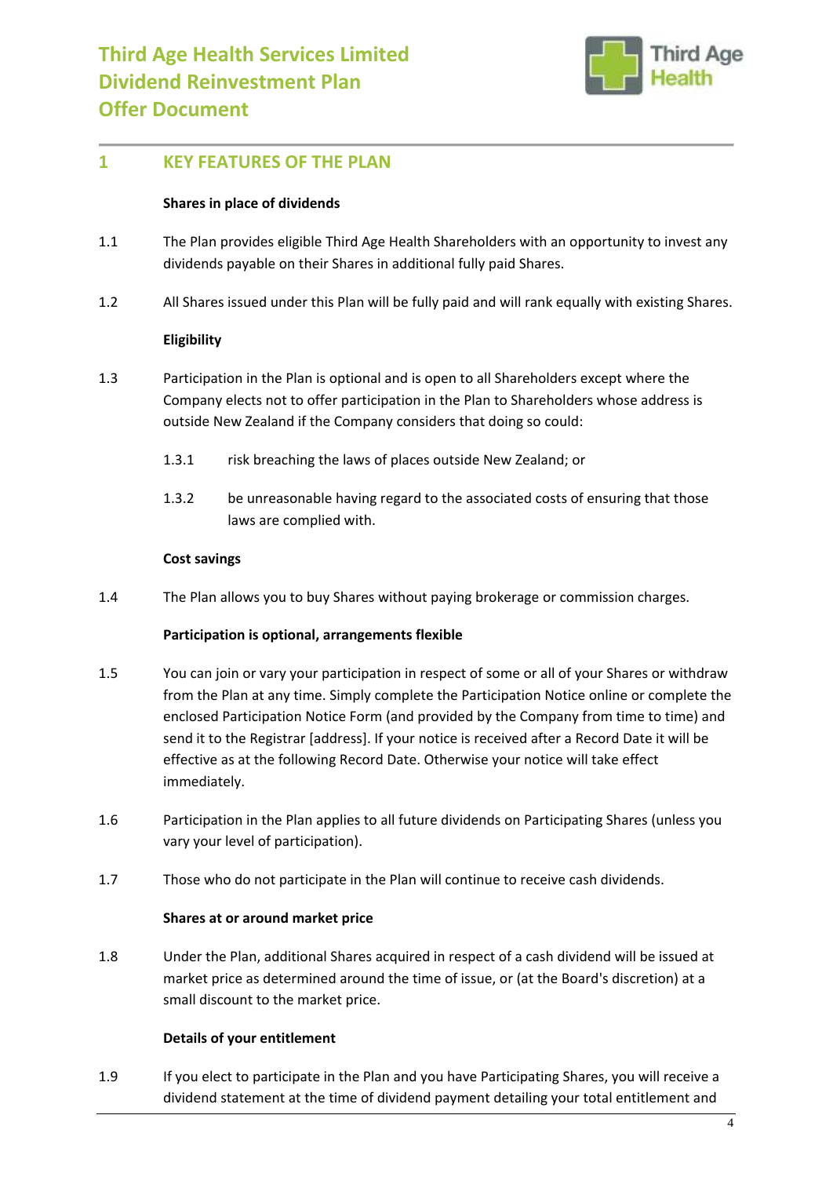# Third Age Health Services Limited
# Dividend Reinvestment Plan
# Offer Document

## 1 KEY FEATURES OF THE PLAN

**Shares in place of dividends**

1.1 The Plan provides eligible Third Age Health Shareholders with an opportunity to invest any dividends payable on their Shares in additional fully paid Shares.

1.2 All Shares issued under this Plan will be fully paid and will rank equally with existing Shares.

**Eligibility**

1.3 Participation in the Plan is optional and is open to all Shareholders except where the Company elects not to offer participation in the Plan to Shareholders whose address is outside New Zealand if the Company considers that doing so could:

1.3.1 risk breaching the laws of places outside New Zealand; or

1.3.2 be unreasonable having regard to the associated costs of ensuring that those laws are complied with.

**Cost savings**

1.4 The Plan allows you to buy Shares without paying brokerage or commission charges.

**Participation is optional, arrangements flexible**

1.5 You can join or vary your participation in respect of some or all of your Shares or withdraw from the Plan at any time. Simply complete the Participation Notice online or complete the enclosed Participation Notice Form (and provided by the Company from time to time) and send it to the Registrar [address]. If your notice is received after a Record Date it will be effective as at the following Record Date. Otherwise your notice will take effect immediately.

1.6 Participation in the Plan applies to all future dividends on Participating Shares (unless you vary your level of participation).

1.7 Those who do not participate in the Plan will continue to receive cash dividends.

**Shares at or around market price**

1.8 Under the Plan, additional Shares acquired in respect of a cash dividend will be issued at market price as determined around the time of issue, or (at the Board's discretion) at a small discount to the market price.

**Details of your entitlement**

1.9 If you elect to participate in the Plan and you have Participating Shares, you will receive a dividend statement at the time of dividend payment detailing your total entitlement and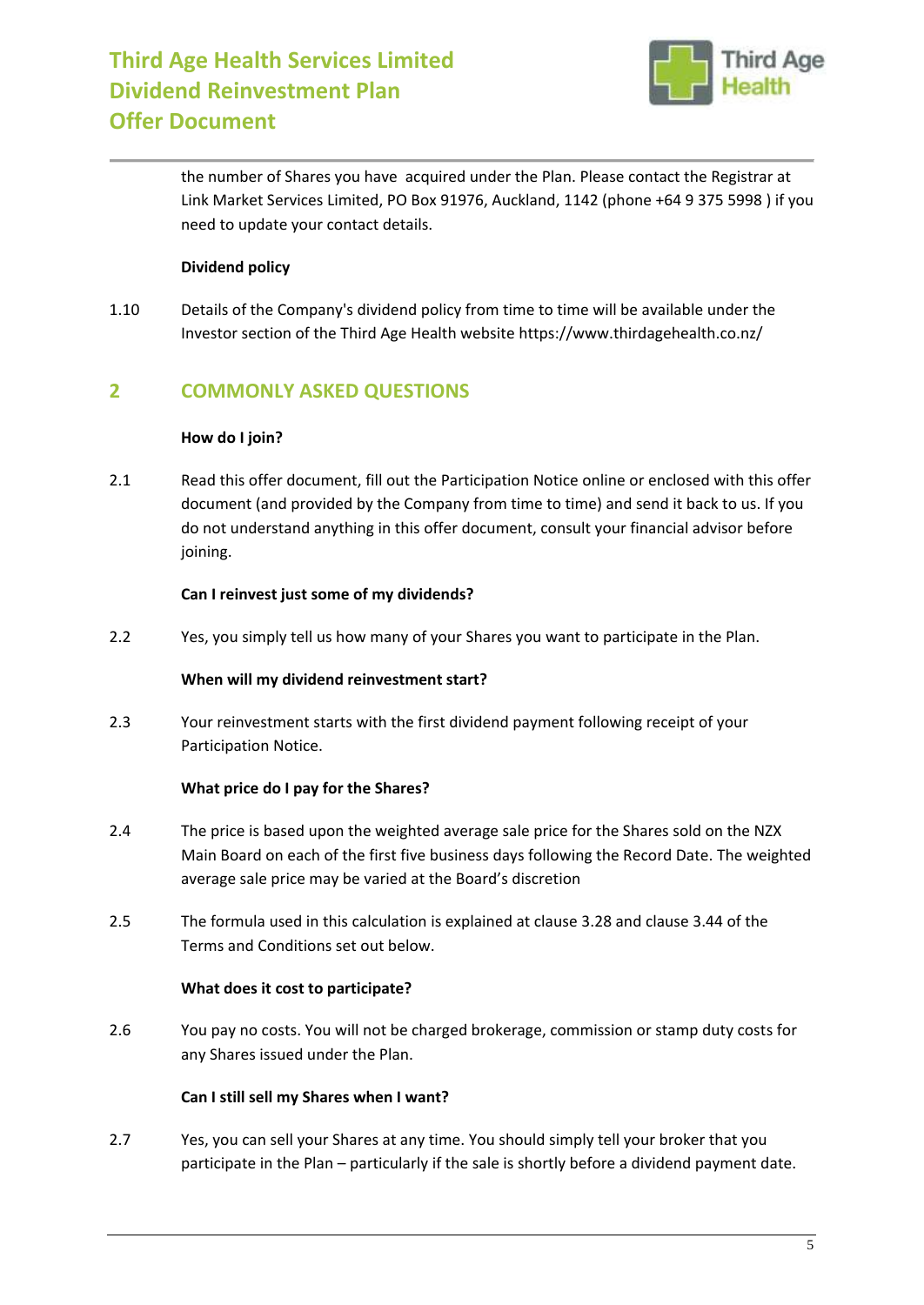the number of Shares you have acquired under the Plan. Please contact the Registrar at Link Market Services Limited, PO Box 91976, Auckland, 1142 (phone +64 9 375 5998 ) if you need to update your contact details.

**Dividend policy**

1.10 Details of the Company's dividend policy from time to time will be available under the Investor section of the Third Age Health website https://www.thirdagehealth.co.nz/

## 2 COMMONLY ASKED QUESTIONS

**How do I join?**

2.1 Read this offer document, fill out the Participation Notice online or enclosed with this offer document (and provided by the Company from time to time) and send it back to us. If you do not understand anything in this offer document, consult your financial advisor before joining.

**Can I reinvest just some of my dividends?**

2.2 Yes, you simply tell us how many of your Shares you want to participate in the Plan.

**When will my dividend reinvestment start?**

2.3 Your reinvestment starts with the first dividend payment following receipt of your Participation Notice.

**What price do I pay for the Shares?**

2.4 The price is based upon the weighted average sale price for the Shares sold on the NZX Main Board on each of the first five business days following the Record Date. The weighted average sale price may be varied at the Board's discretion

2.5 The formula used in this calculation is explained at clause 3.28 and clause 3.44 of the Terms and Conditions set out below.

**What does it cost to participate?**

2.6 You pay no costs. You will not be charged brokerage, commission or stamp duty costs for any Shares issued under the Plan.

**Can I still sell my Shares when I want?**

2.7 Yes, you can sell your Shares at any time. You should simply tell your broker that you participate in the Plan – particularly if the sale is shortly before a dividend payment date.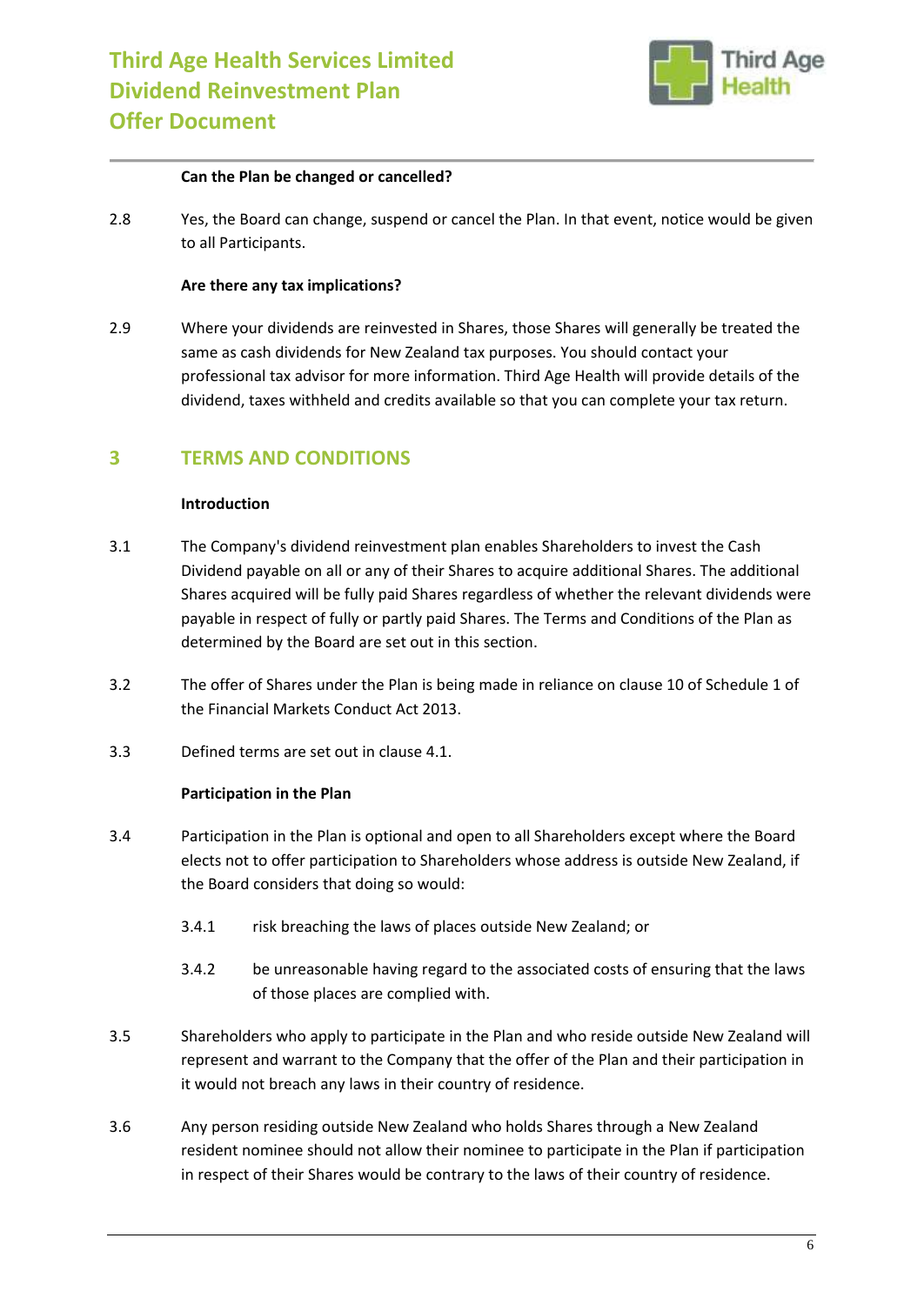**Can the Plan be changed or cancelled?**

2.8 Yes, the Board can change, suspend or cancel the Plan. In that event, notice would be given to all Participants.

**Are there any tax implications?**

2.9 Where your dividends are reinvested in Shares, those Shares will generally be treated the same as cash dividends for New Zealand tax purposes. You should contact your professional tax advisor for more information. Third Age Health will provide details of the dividend, taxes withheld and credits available so that you can complete your tax return.

## 3 TERMS AND CONDITIONS

**Introduction**

3.1 The Company's dividend reinvestment plan enables Shareholders to invest the Cash Dividend payable on all or any of their Shares to acquire additional Shares. The additional Shares acquired will be fully paid Shares regardless of whether the relevant dividends were payable in respect of fully or partly paid Shares. The Terms and Conditions of the Plan as determined by the Board are set out in this section.

3.2 The offer of Shares under the Plan is being made in reliance on clause 10 of Schedule 1 of the Financial Markets Conduct Act 2013.

3.3 Defined terms are set out in clause 4.1.

**Participation in the Plan**

3.4 Participation in the Plan is optional and open to all Shareholders except where the Board elects not to offer participation to Shareholders whose address is outside New Zealand, if the Board considers that doing so would:

3.4.1 risk breaching the laws of places outside New Zealand; or

3.4.2 be unreasonable having regard to the associated costs of ensuring that the laws of those places are complied with.

3.5 Shareholders who apply to participate in the Plan and who reside outside New Zealand will represent and warrant to the Company that the offer of the Plan and their participation in it would not breach any laws in their country of residence.

3.6 Any person residing outside New Zealand who holds Shares through a New Zealand resident nominee should not allow their nominee to participate in the Plan if participation in respect of their Shares would be contrary to the laws of their country of residence.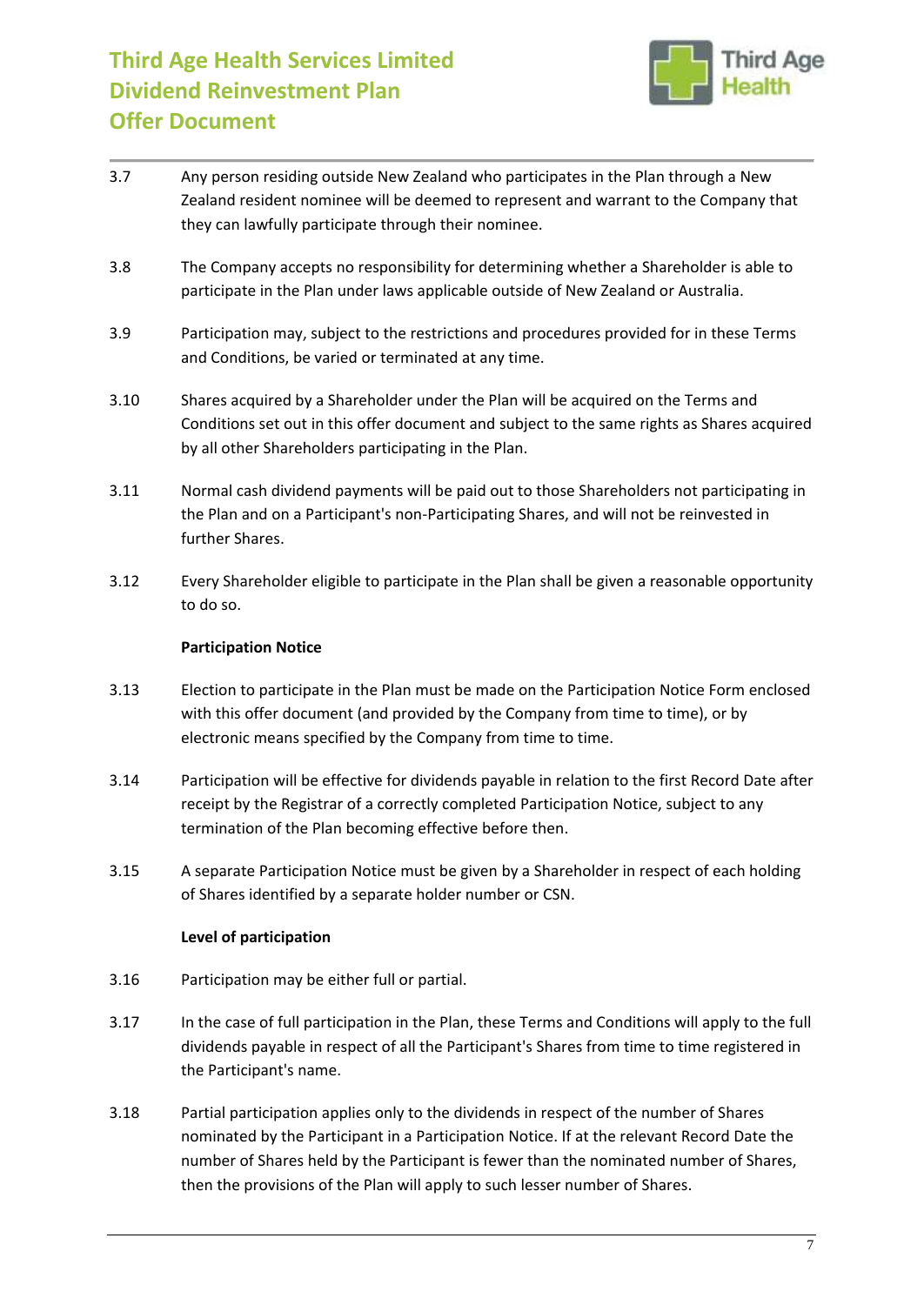3.7 Any person residing outside New Zealand who participates in the Plan through a New Zealand resident nominee will be deemed to represent and warrant to the Company that they can lawfully participate through their nominee.

3.8 The Company accepts no responsibility for determining whether a Shareholder is able to participate in the Plan under laws applicable outside of New Zealand or Australia.

3.9 Participation may, subject to the restrictions and procedures provided for in these Terms and Conditions, be varied or terminated at any time.

3.10 Shares acquired by a Shareholder under the Plan will be acquired on the Terms and Conditions set out in this offer document and subject to the same rights as Shares acquired by all other Shareholders participating in the Plan.

3.11 Normal cash dividend payments will be paid out to those Shareholders not participating in the Plan and on a Participant's non-Participating Shares, and will not be reinvested in further Shares.

3.12 Every Shareholder eligible to participate in the Plan shall be given a reasonable opportunity to do so.

**Participation Notice**

3.13 Election to participate in the Plan must be made on the Participation Notice Form enclosed with this offer document (and provided by the Company from time to time), or by electronic means specified by the Company from time to time.

3.14 Participation will be effective for dividends payable in relation to the first Record Date after receipt by the Registrar of a correctly completed Participation Notice, subject to any termination of the Plan becoming effective before then.

3.15 A separate Participation Notice must be given by a Shareholder in respect of each holding of Shares identified by a separate holder number or CSN.

**Level of participation**

3.16 Participation may be either full or partial.

3.17 In the case of full participation in the Plan, these Terms and Conditions will apply to the full dividends payable in respect of all the Participant's Shares from time to time registered in the Participant's name.

3.18 Partial participation applies only to the dividends in respect of the number of Shares nominated by the Participant in a Participation Notice. If at the relevant Record Date the number of Shares held by the Participant is fewer than the nominated number of Shares, then the provisions of the Plan will apply to such lesser number of Shares.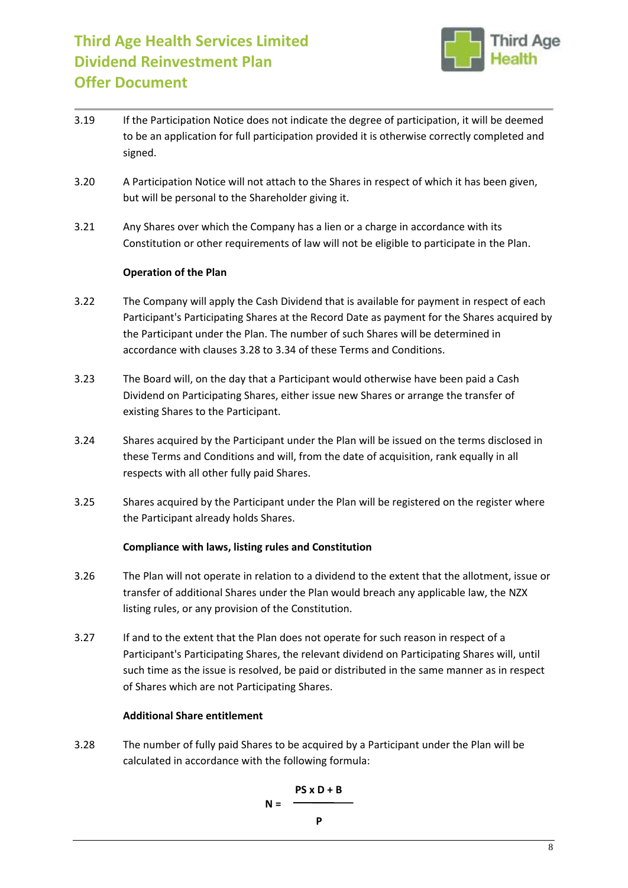3.19 If the Participation Notice does not indicate the degree of participation, it will be deemed to be an application for full participation provided it is otherwise correctly completed and signed.

3.20 A Participation Notice will not attach to the Shares in respect of which it has been given, but will be personal to the Shareholder giving it.

3.21 Any Shares over which the Company has a lien or a charge in accordance with its Constitution or other requirements of law will not be eligible to participate in the Plan.

**Operation of the Plan**

3.22 The Company will apply the Cash Dividend that is available for payment in respect of each Participant's Participating Shares at the Record Date as payment for the Shares acquired by the Participant under the Plan. The number of such Shares will be determined in accordance with clauses 3.28 to 3.34 of these Terms and Conditions.

3.23 The Board will, on the day that a Participant would otherwise have been paid a Cash Dividend on Participating Shares, either issue new Shares or arrange the transfer of existing Shares to the Participant.

3.24 Shares acquired by the Participant under the Plan will be issued on the terms disclosed in these Terms and Conditions and will, from the date of acquisition, rank equally in all respects with all other fully paid Shares.

3.25 Shares acquired by the Participant under the Plan will be registered on the register where the Participant already holds Shares.

**Compliance with laws, listing rules and Constitution**

3.26 The Plan will not operate in relation to a dividend to the extent that the allotment, issue or transfer of additional Shares under the Plan would breach any applicable law, the NZX listing rules, or any provision of the Constitution.

3.27 If and to the extent that the Plan does not operate for such reason in respect of a Participant's Participating Shares, the relevant dividend on Participating Shares will, until such time as the issue is resolved, be paid or distributed in the same manner as in respect of Shares which are not Participating Shares.

**Additional Share entitlement**

3.28 The number of fully paid Shares to be acquired by a Participant under the Plan will be calculated in accordance with the following formula:

$$N = \frac{PS \times D + B}{P}$$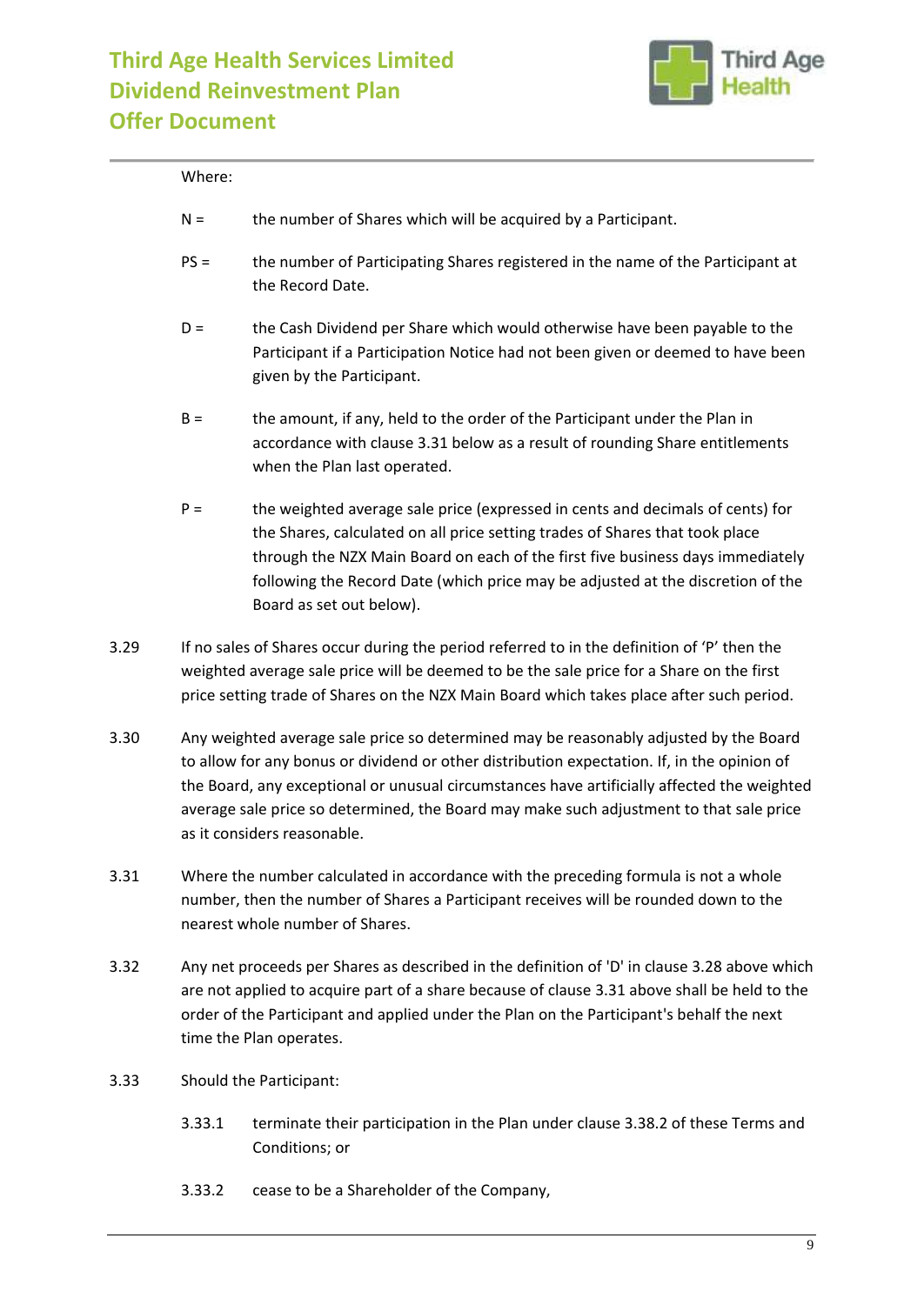Where:

N = the number of Shares which will be acquired by a Participant.

PS = the number of Participating Shares registered in the name of the Participant at the Record Date.

D = the Cash Dividend per Share which would otherwise have been payable to the Participant if a Participation Notice had not been given or deemed to have been given by the Participant.

B = the amount, if any, held to the order of the Participant under the Plan in accordance with clause 3.31 below as a result of rounding Share entitlements when the Plan last operated.

P = the weighted average sale price (expressed in cents and decimals of cents) for the Shares, calculated on all price setting trades of Shares that took place through the NZX Main Board on each of the first five business days immediately following the Record Date (which price may be adjusted at the discretion of the Board as set out below).

3.29 If no sales of Shares occur during the period referred to in the definition of 'P' then the weighted average sale price will be deemed to be the sale price for a Share on the first price setting trade of Shares on the NZX Main Board which takes place after such period.

3.30 Any weighted average sale price so determined may be reasonably adjusted by the Board to allow for any bonus or dividend or other distribution expectation. If, in the opinion of the Board, any exceptional or unusual circumstances have artificially affected the weighted average sale price so determined, the Board may make such adjustment to that sale price as it considers reasonable.

3.31 Where the number calculated in accordance with the preceding formula is not a whole number, then the number of Shares a Participant receives will be rounded down to the nearest whole number of Shares.

3.32 Any net proceeds per Shares as described in the definition of 'D' in clause 3.28 above which are not applied to acquire part of a share because of clause 3.31 above shall be held to the order of the Participant and applied under the Plan on the Participant's behalf the next time the Plan operates.

3.33 Should the Participant:

3.33.1 terminate their participation in the Plan under clause 3.38.2 of these Terms and Conditions; or

3.33.2 cease to be a Shareholder of the Company,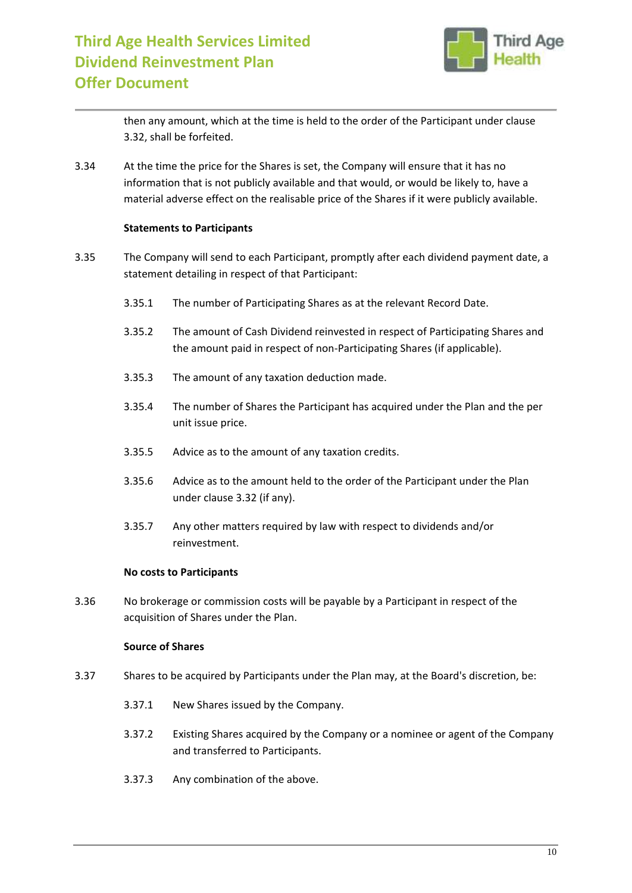then any amount, which at the time is held to the order of the Participant under clause 3.32, shall be forfeited.

3.34 At the time the price for the Shares is set, the Company will ensure that it has no information that is not publicly available and that would, or would be likely to, have a material adverse effect on the realisable price of the Shares if it were publicly available.

**Statements to Participants**

3.35 The Company will send to each Participant, promptly after each dividend payment date, a statement detailing in respect of that Participant:

3.35.1 The number of Participating Shares as at the relevant Record Date.

3.35.2 The amount of Cash Dividend reinvested in respect of Participating Shares and the amount paid in respect of non-Participating Shares (if applicable).

3.35.3 The amount of any taxation deduction made.

3.35.4 The number of Shares the Participant has acquired under the Plan and the per unit issue price.

3.35.5 Advice as to the amount of any taxation credits.

3.35.6 Advice as to the amount held to the order of the Participant under the Plan under clause 3.32 (if any).

3.35.7 Any other matters required by law with respect to dividends and/or reinvestment.

**No costs to Participants**

3.36 No brokerage or commission costs will be payable by a Participant in respect of the acquisition of Shares under the Plan.

**Source of Shares**

3.37 Shares to be acquired by Participants under the Plan may, at the Board's discretion, be:

3.37.1 New Shares issued by the Company.

3.37.2 Existing Shares acquired by the Company or a nominee or agent of the Company and transferred to Participants.

3.37.3 Any combination of the above.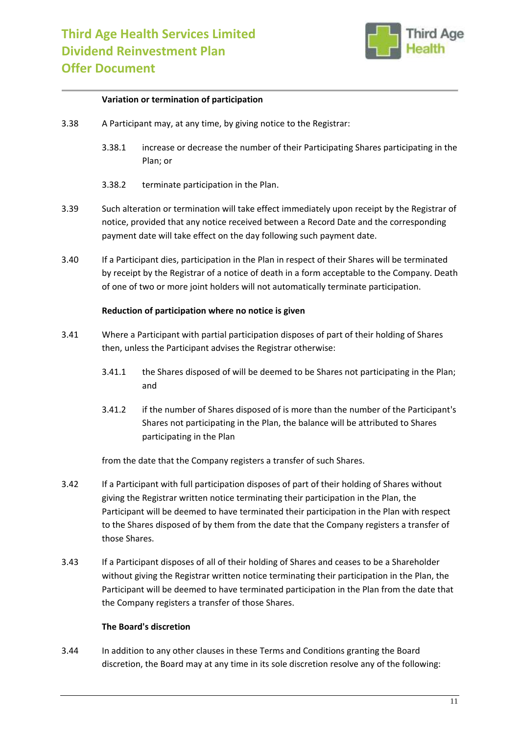**Variation or termination of participation**

3.38 A Participant may, at any time, by giving notice to the Registrar:

3.38.1 increase or decrease the number of their Participating Shares participating in the Plan; or

3.38.2 terminate participation in the Plan.

3.39 Such alteration or termination will take effect immediately upon receipt by the Registrar of notice, provided that any notice received between a Record Date and the corresponding payment date will take effect on the day following such payment date.

3.40 If a Participant dies, participation in the Plan in respect of their Shares will be terminated by receipt by the Registrar of a notice of death in a form acceptable to the Company. Death of one of two or more joint holders will not automatically terminate participation.

**Reduction of participation where no notice is given**

3.41 Where a Participant with partial participation disposes of part of their holding of Shares then, unless the Participant advises the Registrar otherwise:

3.41.1 the Shares disposed of will be deemed to be Shares not participating in the Plan; and

3.41.2 if the number of Shares disposed of is more than the number of the Participant's Shares not participating in the Plan, the balance will be attributed to Shares participating in the Plan

from the date that the Company registers a transfer of such Shares.

3.42 If a Participant with full participation disposes of part of their holding of Shares without giving the Registrar written notice terminating their participation in the Plan, the Participant will be deemed to have terminated their participation in the Plan with respect to the Shares disposed of by them from the date that the Company registers a transfer of those Shares.

3.43 If a Participant disposes of all of their holding of Shares and ceases to be a Shareholder without giving the Registrar written notice terminating their participation in the Plan, the Participant will be deemed to have terminated participation in the Plan from the date that the Company registers a transfer of those Shares.

**The Board's discretion**

3.44 In addition to any other clauses in these Terms and Conditions granting the Board discretion, the Board may at any time in its sole discretion resolve any of the following: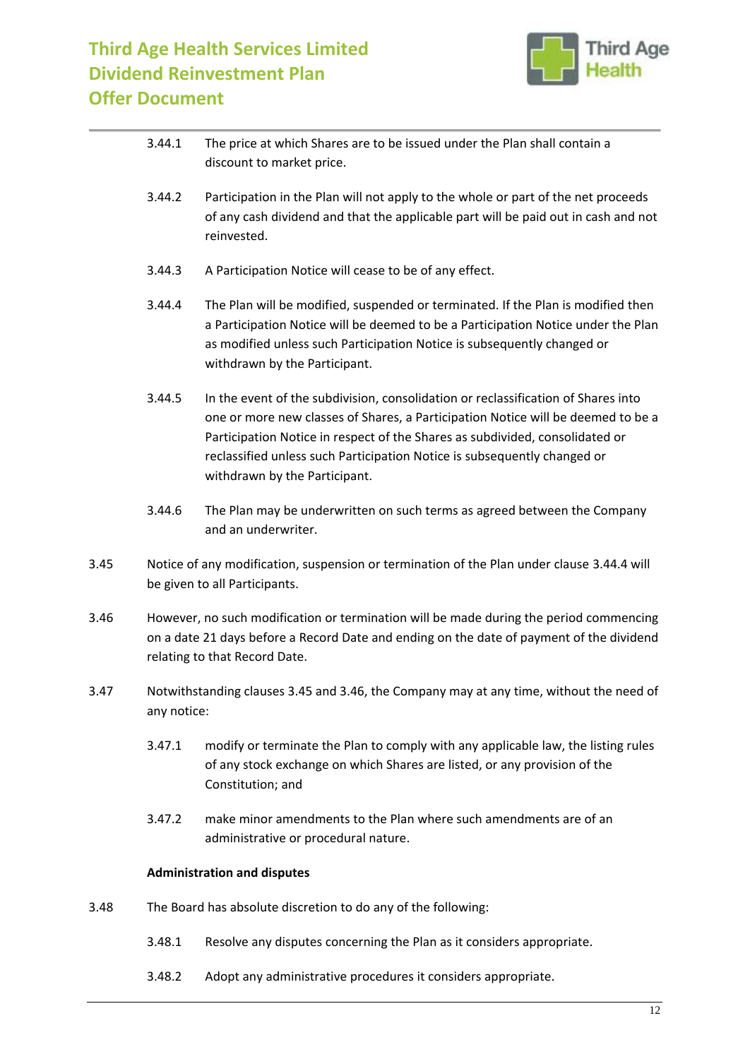3.44.1 The price at which Shares are to be issued under the Plan shall contain a discount to market price.

3.44.2 Participation in the Plan will not apply to the whole or part of the net proceeds of any cash dividend and that the applicable part will be paid out in cash and not reinvested.

3.44.3 A Participation Notice will cease to be of any effect.

3.44.4 The Plan will be modified, suspended or terminated. If the Plan is modified then a Participation Notice will be deemed to be a Participation Notice under the Plan as modified unless such Participation Notice is subsequently changed or withdrawn by the Participant.

3.44.5 In the event of the subdivision, consolidation or reclassification of Shares into one or more new classes of Shares, a Participation Notice will be deemed to be a Participation Notice in respect of the Shares as subdivided, consolidated or reclassified unless such Participation Notice is subsequently changed or withdrawn by the Participant.

3.44.6 The Plan may be underwritten on such terms as agreed between the Company and an underwriter.

3.45 Notice of any modification, suspension or termination of the Plan under clause 3.44.4 will be given to all Participants.

3.46 However, no such modification or termination will be made during the period commencing on a date 21 days before a Record Date and ending on the date of payment of the dividend relating to that Record Date.

3.47 Notwithstanding clauses 3.45 and 3.46, the Company may at any time, without the need of any notice:

3.47.1 modify or terminate the Plan to comply with any applicable law, the listing rules of any stock exchange on which Shares are listed, or any provision of the Constitution; and

3.47.2 make minor amendments to the Plan where such amendments are of an administrative or procedural nature.

**Administration and disputes**

3.48 The Board has absolute discretion to do any of the following:

3.48.1 Resolve any disputes concerning the Plan as it considers appropriate.

3.48.2 Adopt any administrative procedures it considers appropriate.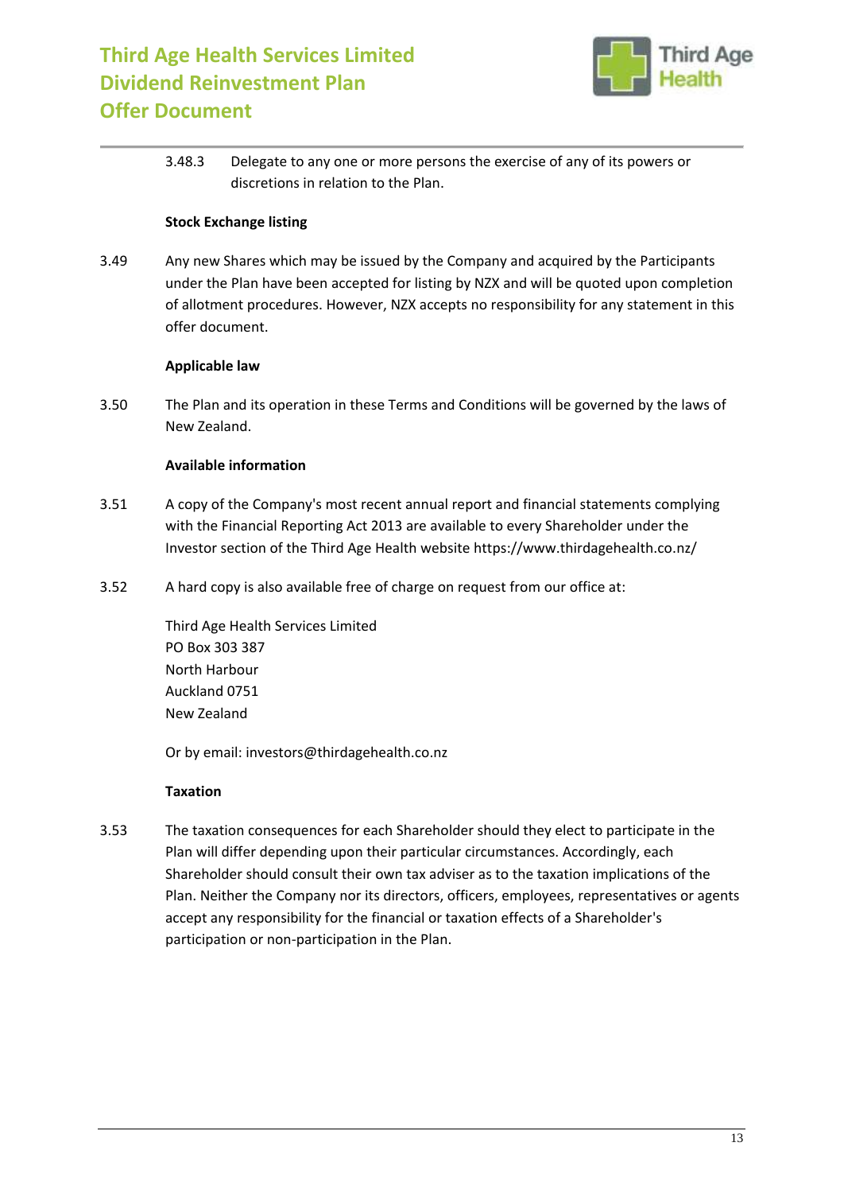3.48.3 Delegate to any one or more persons the exercise of any of its powers or discretions in relation to the Plan.

**Stock Exchange listing**

3.49 Any new Shares which may be issued by the Company and acquired by the Participants under the Plan have been accepted for listing by NZX and will be quoted upon completion of allotment procedures. However, NZX accepts no responsibility for any statement in this offer document.

**Applicable law**

3.50 The Plan and its operation in these Terms and Conditions will be governed by the laws of New Zealand.

**Available information**

3.51 A copy of the Company's most recent annual report and financial statements complying with the Financial Reporting Act 2013 are available to every Shareholder under the Investor section of the Third Age Health website https://www.thirdagehealth.co.nz/

3.52 A hard copy is also available free of charge on request from our office at:

Third Age Health Services Limited
PO Box 303 387
North Harbour
Auckland 0751
New Zealand

Or by email: investors@thirdagehealth.co.nz

**Taxation**

3.53 The taxation consequences for each Shareholder should they elect to participate in the Plan will differ depending upon their particular circumstances. Accordingly, each Shareholder should consult their own tax adviser as to the taxation implications of the Plan. Neither the Company nor its directors, officers, employees, representatives or agents accept any responsibility for the financial or taxation effects of a Shareholder's participation or non-participation in the Plan.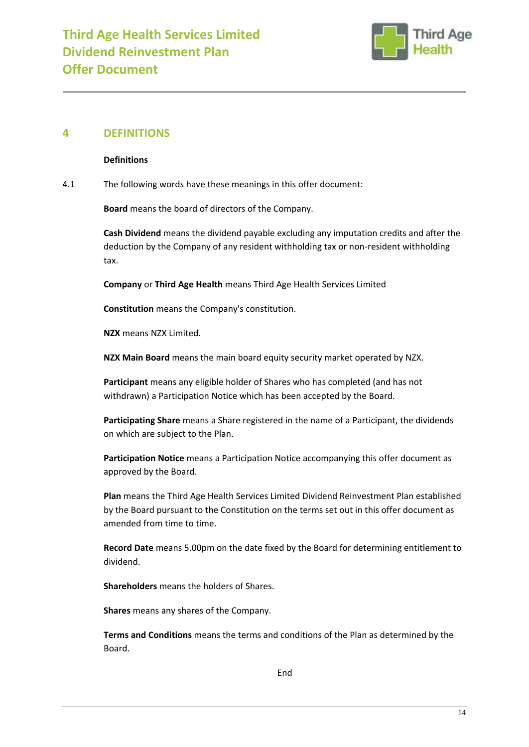## 4 DEFINITIONS

**Definitions**

4.1 The following words have these meanings in this offer document:

**Board** means the board of directors of the Company.

**Cash Dividend** means the dividend payable excluding any imputation credits and after the deduction by the Company of any resident withholding tax or non-resident withholding tax.

**Company** or **Third Age Health** means Third Age Health Services Limited

**Constitution** means the Company's constitution.

**NZX** means NZX Limited.

**NZX Main Board** means the main board equity security market operated by NZX.

**Participant** means any eligible holder of Shares who has completed (and has not withdrawn) a Participation Notice which has been accepted by the Board.

**Participating Share** means a Share registered in the name of a Participant, the dividends on which are subject to the Plan.

**Participation Notice** means a Participation Notice accompanying this offer document as approved by the Board.

**Plan** means the Third Age Health Services Limited Dividend Reinvestment Plan established by the Board pursuant to the Constitution on the terms set out in this offer document as amended from time to time.

**Record Date** means 5.00pm on the date fixed by the Board for determining entitlement to dividend.

**Shareholders** means the holders of Shares.

**Shares** means any shares of the Company.

**Terms and Conditions** means the terms and conditions of the Plan as determined by the Board.

End